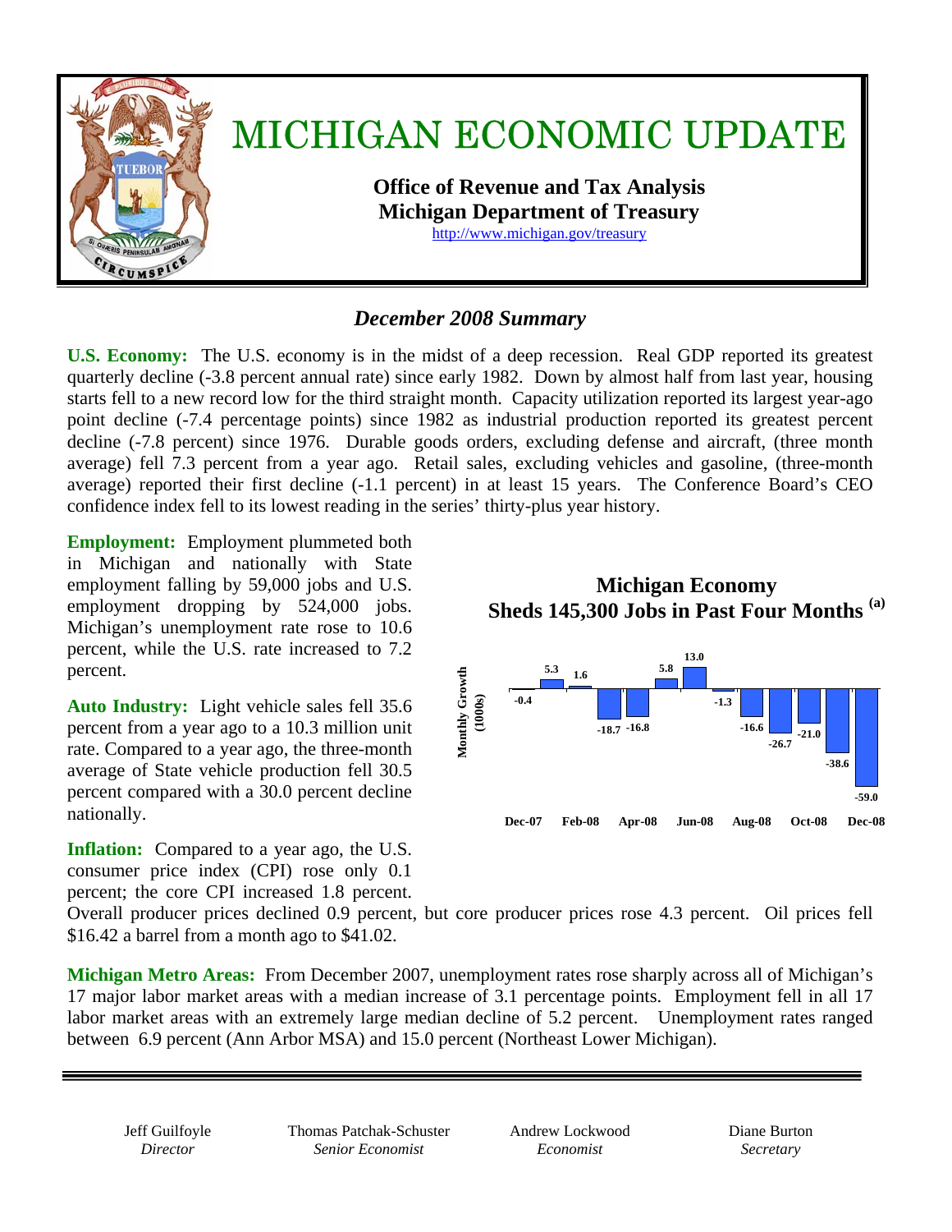# MICHIGAN ECONOMIC UPDATE

**Office of Revenue and Tax Analysis**
**Michigan Department of Treasury**
http://www.michigan.gov/treasury

## *December 2008 Summary*

**U.S. Economy:** The U.S. economy is in the midst of a deep recession. Real GDP reported its greatest quarterly decline (-3.8 percent annual rate) since early 1982. Down by almost half from last year, housing starts fell to a new record low for the third straight month. Capacity utilization reported its largest year-ago point decline (-7.4 percentage points) since 1982 as industrial production reported its greatest percent decline (-7.8 percent) since 1976. Durable goods orders, excluding defense and aircraft, (three month average) fell 7.3 percent from a year ago. Retail sales, excluding vehicles and gasoline, (three-month average) reported their first decline (-1.1 percent) in at least 15 years. The Conference Board's CEO confidence index fell to its lowest reading in the series' thirty-plus year history.

**Employment:** Employment plummeted both in Michigan and nationally with State employment falling by 59,000 jobs and U.S. employment dropping by 524,000 jobs. Michigan's unemployment rate rose to 10.6 percent, while the U.S. rate increased to 7.2 percent.

**Auto Industry:** Light vehicle sales fell 35.6 percent from a year ago to a 10.3 million unit rate. Compared to a year ago, the three-month average of State vehicle production fell 30.5 percent compared with a 30.0 percent decline nationally.

**Michigan Economy Sheds 145,300 Jobs in Past Four Months [(a)]**

Monthly Growth (1000s)

-0.4, 5.3, 1.6, -18.7, -16.8, 5.8, 13.0, -1.3, -16.6, -26.7, -21.0, -38.6, -59.0

Dec-07, Feb-08, Apr-08, Jun-08, Aug-08, Oct-08, Dec-08

**Inflation:** Compared to a year ago, the U.S. consumer price index (CPI) rose only 0.1 percent; the core CPI increased 1.8 percent. Overall producer prices declined 0.9 percent, but core producer prices rose 4.3 percent. Oil prices fell $16.42 a barrel from a month ago to $41.02.

**Michigan Metro Areas:** From December 2007, unemployment rates rose sharply across all of Michigan's 17 major labor market areas with a median increase of 3.1 percentage points. Employment fell in all 17 labor market areas with an extremely large median decline of 5.2 percent. Unemployment rates ranged between 6.9 percent (Ann Arbor MSA) and 15.0 percent (Northeast Lower Michigan).

---

Jeff Guilfoyle, *Director*
Thomas Patchak-Schuster, *Senior Economist*
Andrew Lockwood, *Economist*
Diane Burton, *Secretary*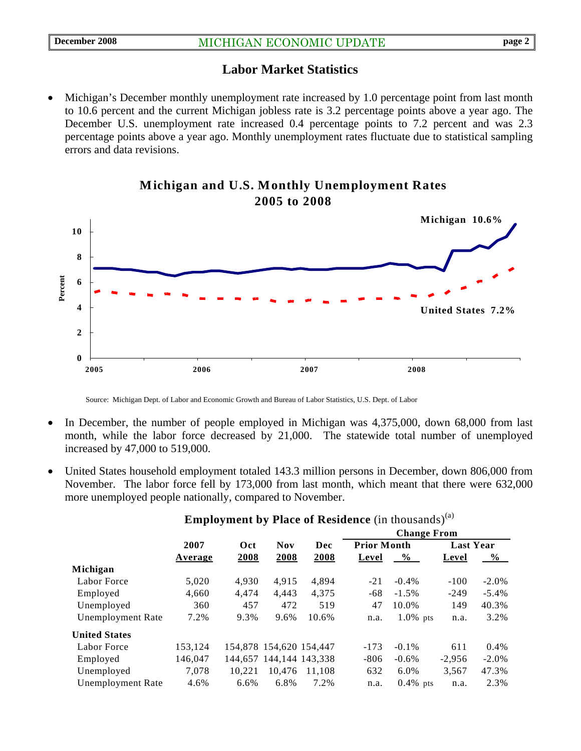## Labor Market Statistics

- Michigan's December monthly unemployment rate increased by 1.0 percentage point from last month to 10.6 percent and the current Michigan jobless rate is 3.2 percentage points above a year ago. The December U.S. unemployment rate increased 0.4 percentage points to 7.2 percent and was 2.3 percentage points above a year ago. Monthly unemployment rates fluctuate due to statistical sampling errors and data revisions.

**Michigan and U.S. Monthly Unemployment Rates**
**2005 to 2008**

Michigan 10.6%

United States 7.2%

Percent

0
2
4
6
8
10

2005
2006
2007
2008

Source: Michigan Dept. of Labor and Economic Growth and Bureau of Labor Statistics, U.S. Dept. of Labor

- In December, the number of people employed in Michigan was 4,375,000, down 68,000 from last month, while the labor force decreased by 21,000. The statewide total number of unemployed increased by 47,000 to 519,000.

- United States household employment totaled 143.3 million persons in December, down 806,000 from November. The labor force fell by 173,000 from last month, which meant that there were 632,000 more unemployed people nationally, compared to November.

**Employment by Place of Residence** (in thousands)[a]

| | 2007 Average | Oct 2008 | Nov 2008 | Dec 2008 | Change From Prior Month Level | Change From Prior Month % | Change From Last Year Level | Change From Last Year % |
|---|---|---|---|---|---|---|---|---|
| **Michigan** | | | | | | | | |
| Labor Force | 5,020 | 4,930 | 4,915 | 4,894 | -21 | -0.4% | -100 | -2.0% |
| Employed | 4,660 | 4,474 | 4,443 | 4,375 | -68 | -1.5% | -249 | -5.4% |
| Unemployed | 360 | 457 | 472 | 519 | 47 | 10.0% | 149 | 40.3% |
| Unemployment Rate | 7.2% | 9.3% | 9.6% | 10.6% | n.a. | 1.0% pts | n.a. | 3.2% |
| **United States** | | | | | | | | |
| Labor Force | 153,124 | 154,878 | 154,620 | 154,447 | -173 | -0.1% | 611 | 0.4% |
| Employed | 146,047 | 144,657 | 144,144 | 143,338 | -806 | -0.6% | -2,956 | -2.0% |
| Unemployed | 7,078 | 10,221 | 10,476 | 11,108 | 632 | 6.0% | 3,567 | 47.3% |
| Unemployment Rate | 4.6% | 6.6% | 6.8% | 7.2% | n.a. | 0.4% pts | n.a. | 2.3% |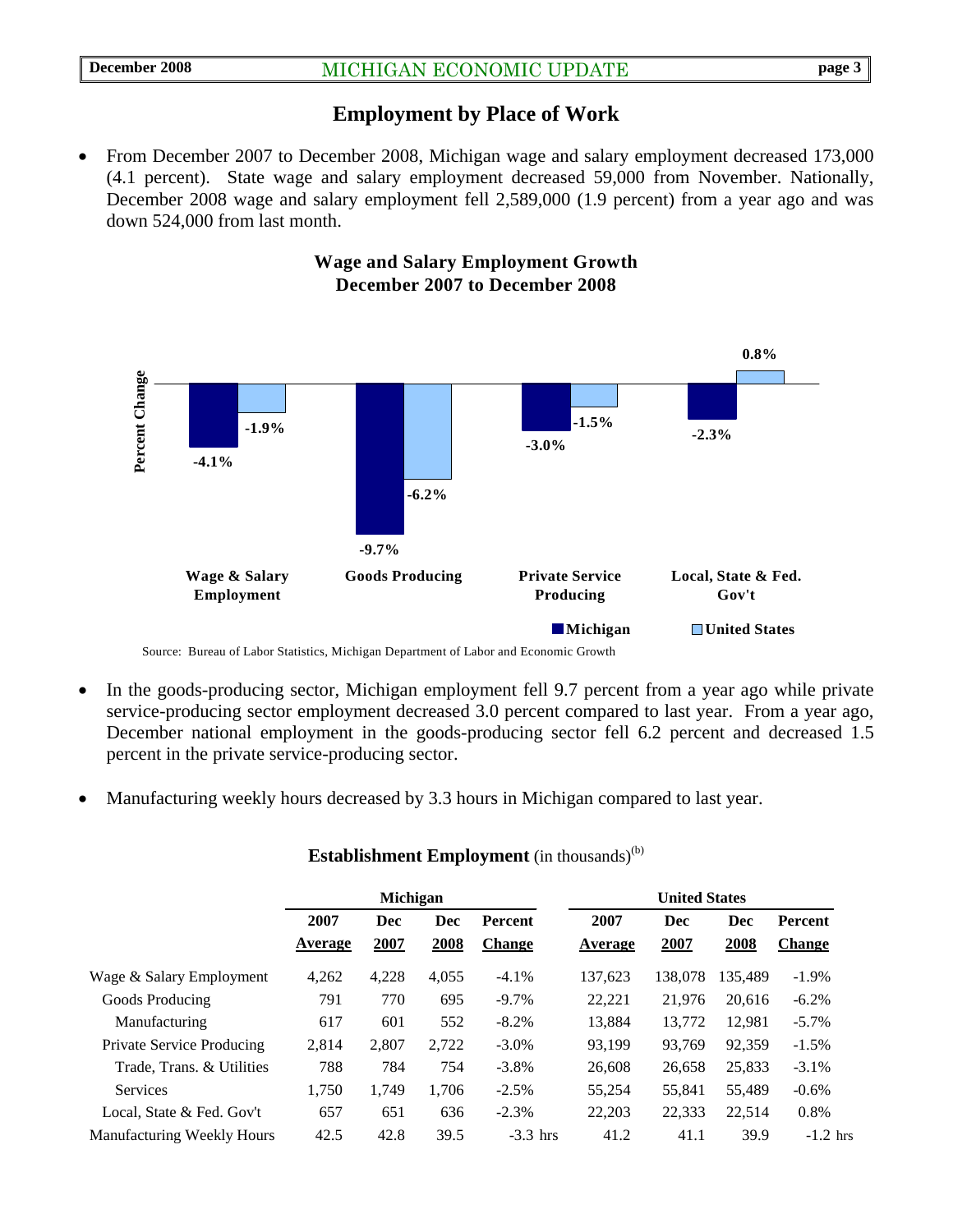## Employment by Place of Work

- From December 2007 to December 2008, Michigan wage and salary employment decreased 173,000 (4.1 percent). State wage and salary employment decreased 59,000 from November. Nationally, December 2008 wage and salary employment fell 2,589,000 (1.9 percent) from a year ago and was down 524,000 from last month.

**Wage and Salary Employment Growth**
**December 2007 to December 2008**

Percent Change

Wage & Salary Employment: -4.1% -1.9%
Goods Producing: -9.7% -6.2%
Private Service Producing: -3.0% -1.5%
Local, State & Fed. Gov't: -2.3% 0.8%

Michigan
United States

Source: Bureau of Labor Statistics, Michigan Department of Labor and Economic Growth

- In the goods-producing sector, Michigan employment fell 9.7 percent from a year ago while private service-producing sector employment decreased 3.0 percent compared to last year. From a year ago, December national employment in the goods-producing sector fell 6.2 percent and decreased 1.5 percent in the private service-producing sector.

- Manufacturing weekly hours decreased by 3.3 hours in Michigan compared to last year.

**Establishment Employment** (in thousands)[(b)]

| | Michigan | | | | United States | | | |
|---|---|---|---|---|---|---|---|---|
| | 2007 Average | Dec 2007 | Dec 2008 | Percent Change | 2007 Average | Dec 2007 | Dec 2008 | Percent Change |
| Wage & Salary Employment | 4,262 | 4,228 | 4,055 | -4.1% | 137,623 | 138,078 | 135,489 | -1.9% |
| Goods Producing | 791 | 770 | 695 | -9.7% | 22,221 | 21,976 | 20,616 | -6.2% |
| Manufacturing | 617 | 601 | 552 | -8.2% | 13,884 | 13,772 | 12,981 | -5.7% |
| Private Service Producing | 2,814 | 2,807 | 2,722 | -3.0% | 93,199 | 93,769 | 92,359 | -1.5% |
| Trade, Trans. & Utilities | 788 | 784 | 754 | -3.8% | 26,608 | 26,658 | 25,833 | -3.1% |
| Services | 1,750 | 1,749 | 1,706 | -2.5% | 55,254 | 55,841 | 55,489 | -0.6% |
| Local, State & Fed. Gov't | 657 | 651 | 636 | -2.3% | 22,203 | 22,333 | 22,514 | 0.8% |
| Manufacturing Weekly Hours | 42.5 | 42.8 | 39.5 | -3.3 hrs | 41.2 | 41.1 | 39.9 | -1.2 hrs |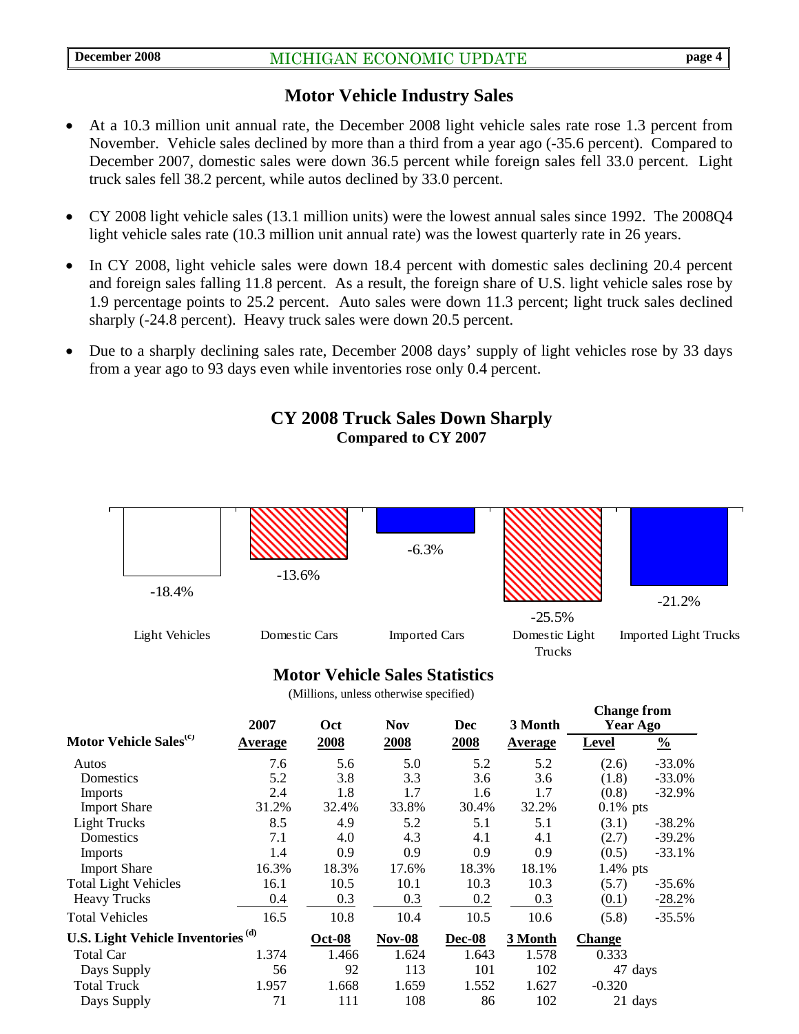## Motor Vehicle Industry Sales

- At a 10.3 million unit annual rate, the December 2008 light vehicle sales rate rose 1.3 percent from November. Vehicle sales declined by more than a third from a year ago (-35.6 percent). Compared to December 2007, domestic sales were down 36.5 percent while foreign sales fell 33.0 percent. Light truck sales fell 38.2 percent, while autos declined by 33.0 percent.
- CY 2008 light vehicle sales (13.1 million units) were the lowest annual sales since 1992. The 2008Q4 light vehicle sales rate (10.3 million unit annual rate) was the lowest quarterly rate in 26 years.
- In CY 2008, light vehicle sales were down 18.4 percent with domestic sales declining 20.4 percent and foreign sales falling 11.8 percent. As a result, the foreign share of U.S. light vehicle sales rose by 1.9 percentage points to 25.2 percent. Auto sales were down 11.3 percent; light truck sales declined sharply (-24.8 percent). Heavy truck sales were down 20.5 percent.
- Due to a sharply declining sales rate, December 2008 days' supply of light vehicles rose by 33 days from a year ago to 93 days even while inventories rose only 0.4 percent.

**CY 2008 Truck Sales Down Sharply**
**Compared to CY 2007**

-18.4%
-13.6%
-6.3%
-25.5%
-21.2%

Light Vehicles
Domestic Cars
Imported Cars
Domestic Light Trucks
Imported Light Trucks

### Motor Vehicle Sales Statistics

(Millions, unless otherwise specified)

| Motor Vehicle Sales[(c)] | 2007 Average | Oct 2008 | Nov 2008 | Dec 2008 | 3 Month Average | Change from Year Ago Level | Change from Year Ago % |
|---|---|---|---|---|---|---|---|
| Autos | 7.6 | 5.6 | 5.0 | 5.2 | 5.2 | (2.6) | -33.0% |
| Domestics | 5.2 | 3.8 | 3.3 | 3.6 | 3.6 | (1.8) | -33.0% |
| Imports | 2.4 | 1.8 | 1.7 | 1.6 | 1.7 | (0.8) | -32.9% |
| Import Share | 31.2% | 32.4% | 33.8% | 30.4% | 32.2% | 0.1% pts | |
| Light Trucks | 8.5 | 4.9 | 5.2 | 5.1 | 5.1 | (3.1) | -38.2% |
| Domestics | 7.1 | 4.0 | 4.3 | 4.1 | 4.1 | (2.7) | -39.2% |
| Imports | 1.4 | 0.9 | 0.9 | 0.9 | 0.9 | (0.5) | -33.1% |
| Import Share | 16.3% | 18.3% | 17.6% | 18.3% | 18.1% | 1.4% pts | |
| Total Light Vehicles | 16.1 | 10.5 | 10.1 | 10.3 | 10.3 | (5.7) | -35.6% |
| Heavy Trucks | 0.4 | 0.3 | 0.3 | 0.2 | 0.3 | (0.1) | -28.2% |
| Total Vehicles | 16.5 | 10.8 | 10.4 | 10.5 | 10.6 | (5.8) | -35.5% |
| **U.S. Light Vehicle Inventories [(d)]** | | **Oct-08** | **Nov-08** | **Dec-08** | **3 Month** | **Change** | |
| Total Car | 1.374 | 1.466 | 1.624 | 1.643 | 1.578 | 0.333 | |
| Days Supply | 56 | 92 | 113 | 101 | 102 | 47 days | |
| Total Truck | 1.957 | 1.668 | 1.659 | 1.552 | 1.627 | -0.320 | |
| Days Supply | 71 | 111 | 108 | 86 | 102 | 21 days | |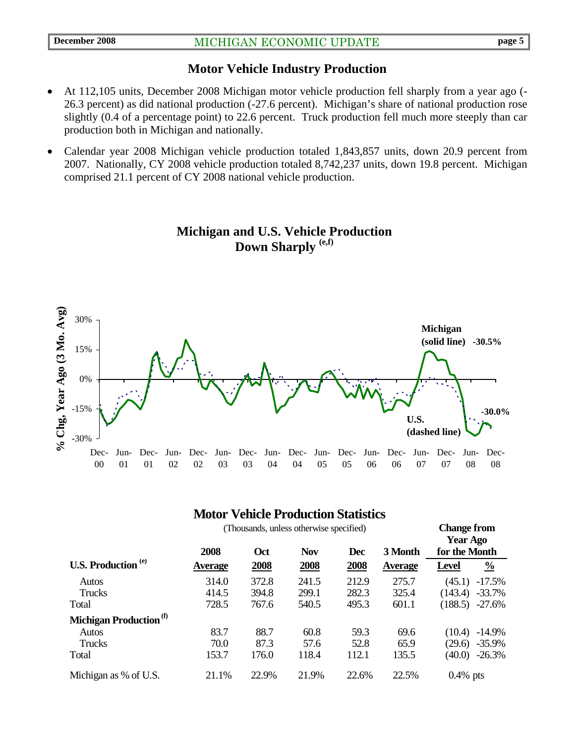## Motor Vehicle Industry Production

- At 112,105 units, December 2008 Michigan motor vehicle production fell sharply from a year ago (-26.3 percent) as did national production (-27.6 percent). Michigan's share of national production rose slightly (0.4 of a percentage point) to 22.6 percent. Truck production fell much more steeply than car production both in Michigan and nationally.
- Calendar year 2008 Michigan vehicle production totaled 1,843,857 units, down 20.9 percent from 2007. Nationally, CY 2008 vehicle production totaled 8,742,237 units, down 19.8 percent. Michigan comprised 21.1 percent of CY 2008 national vehicle production.

### Michigan and U.S. Vehicle Production Down Sharply [e,f]

% Chg, Year Ago (3 Mo. Avg)

30%
15%
0%
-15%
-30%

Dec-00 Jun-01 Dec-01 Jun-02 Dec-02 Jun-03 Dec-03 Jun-04 Dec-04 Jun-05 Dec-05 Jun-06 Dec-06 Jun-07 Dec-07 Jun-08 Dec-08

Michigan (solid line) -30.5%

U.S. (dashed line) -30.0%

### Motor Vehicle Production Statistics

(Thousands, unless otherwise specified)

| U.S. Production [e] | 2008 Average | Oct 2008 | Nov 2008 | Dec 2008 | 3 Month Average | Change from Year Ago for the Month Level | % |
|---|---|---|---|---|---|---|---|
| Autos | 314.0 | 372.8 | 241.5 | 212.9 | 275.7 | (45.1) | -17.5% |
| Trucks | 414.5 | 394.8 | 299.1 | 282.3 | 325.4 | (143.4) | -33.7% |
| Total | 728.5 | 767.6 | 540.5 | 495.3 | 601.1 | (188.5) | -27.6% |
| **Michigan Production [f]** | | | | | | | |
| Autos | 83.7 | 88.7 | 60.8 | 59.3 | 69.6 | (10.4) | -14.9% |
| Trucks | 70.0 | 87.3 | 57.6 | 52.8 | 65.9 | (29.6) | -35.9% |
| Total | 153.7 | 176.0 | 118.4 | 112.1 | 135.5 | (40.0) | -26.3% |
| Michigan as % of U.S. | 21.1% | 22.9% | 21.9% | 22.6% | 22.5% | 0.4% pts | |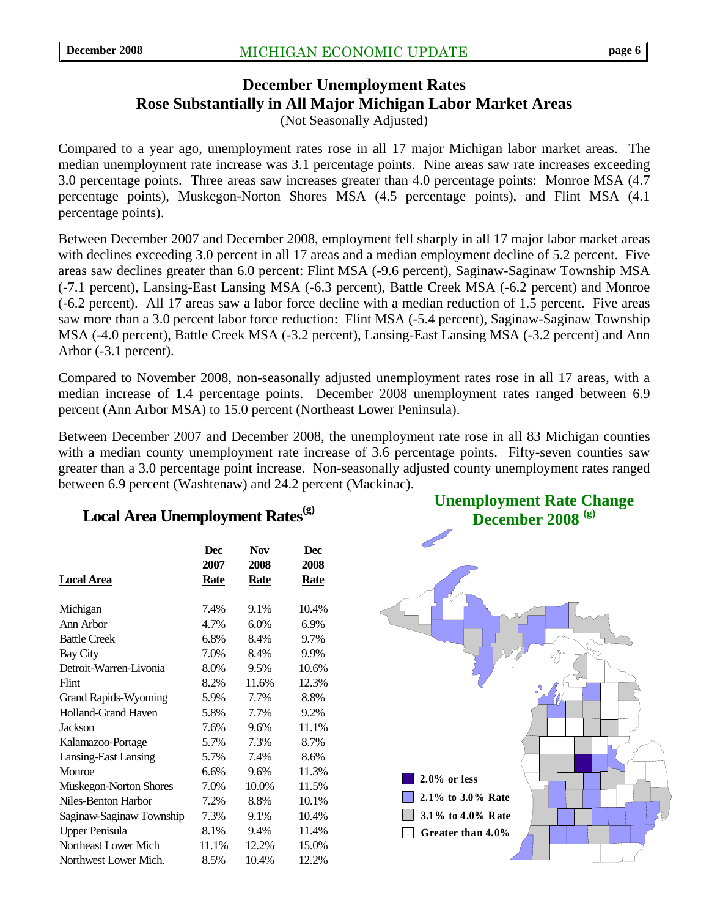## December Unemployment Rates
## Rose Substantially in All Major Michigan Labor Market Areas

(Not Seasonally Adjusted)

Compared to a year ago, unemployment rates rose in all 17 major Michigan labor market areas. The median unemployment rate increase was 3.1 percentage points. Nine areas saw rate increases exceeding 3.0 percentage points. Three areas saw increases greater than 4.0 percentage points: Monroe MSA (4.7 percentage points), Muskegon-Norton Shores MSA (4.5 percentage points), and Flint MSA (4.1 percentage points).

Between December 2007 and December 2008, employment fell sharply in all 17 major labor market areas with declines exceeding 3.0 percent in all 17 areas and a median employment decline of 5.2 percent. Five areas saw declines greater than 6.0 percent: Flint MSA (-9.6 percent), Saginaw-Saginaw Township MSA (-7.1 percent), Lansing-East Lansing MSA (-6.3 percent), Battle Creek MSA (-6.2 percent) and Monroe (-6.2 percent). All 17 areas saw a labor force decline with a median reduction of 1.5 percent. Five areas saw more than a 3.0 percent labor force reduction: Flint MSA (-5.4 percent), Saginaw-Saginaw Township MSA (-4.0 percent), Battle Creek MSA (-3.2 percent), Lansing-East Lansing MSA (-3.2 percent) and Ann Arbor (-3.1 percent).

Compared to November 2008, non-seasonally adjusted unemployment rates rose in all 17 areas, with a median increase of 1.4 percentage points. December 2008 unemployment rates ranged between 6.9 percent (Ann Arbor MSA) to 15.0 percent (Northeast Lower Peninsula).

Between December 2007 and December 2008, the unemployment rate rose in all 83 Michigan counties with a median county unemployment rate increase of 3.6 percentage points. Fifty-seven counties saw greater than a 3.0 percentage point increase. Non-seasonally adjusted county unemployment rates ranged between 6.9 percent (Washtenaw) and 24.2 percent (Mackinac).

### Local Area Unemployment Rates[(g)]

| Local Area | Dec 2007 Rate | Nov 2008 Rate | Dec 2008 Rate |
|---|---|---|---|
| Michigan | 7.4% | 9.1% | 10.4% |
| Ann Arbor | 4.7% | 6.0% | 6.9% |
| Battle Creek | 6.8% | 8.4% | 9.7% |
| Bay City | 7.0% | 8.4% | 9.9% |
| Detroit-Warren-Livonia | 8.0% | 9.5% | 10.6% |
| Flint | 8.2% | 11.6% | 12.3% |
| Grand Rapids-Wyoming | 5.9% | 7.7% | 8.8% |
| Holland-Grand Haven | 5.8% | 7.7% | 9.2% |
| Jackson | 7.6% | 9.6% | 11.1% |
| Kalamazoo-Portage | 5.7% | 7.3% | 8.7% |
| Lansing-East Lansing | 5.7% | 7.4% | 8.6% |
| Monroe | 6.6% | 9.6% | 11.3% |
| Muskegon-Norton Shores | 7.0% | 10.0% | 11.5% |
| Niles-Benton Harbor | 7.2% | 8.8% | 10.1% |
| Saginaw-Saginaw Township | 7.3% | 9.1% | 10.4% |
| Upper Penisula | 8.1% | 9.4% | 11.4% |
| Northeast Lower Mich | 11.1% | 12.2% | 15.0% |
| Northwest Lower Mich. | 8.5% | 10.4% | 12.2% |

### Unemployment Rate Change December 2008 [(g)]

2.0% or less
2.1% to 3.0% Rate
3.1% to 4.0% Rate
Greater than 4.0%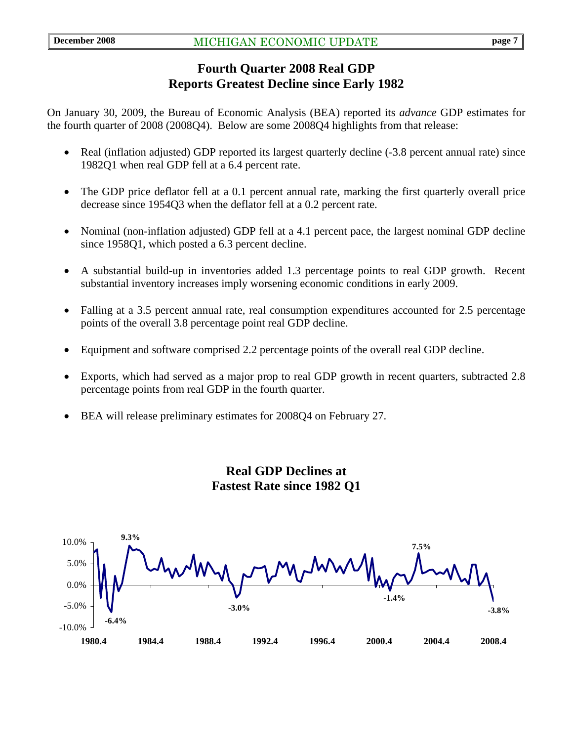# Fourth Quarter 2008 Real GDP Reports Greatest Decline since Early 1982

On January 30, 2009, the Bureau of Economic Analysis (BEA) reported its *advance* GDP estimates for the fourth quarter of 2008 (2008Q4). Below are some 2008Q4 highlights from that release:

- Real (inflation adjusted) GDP reported its largest quarterly decline (-3.8 percent annual rate) since 1982Q1 when real GDP fell at a 6.4 percent rate.
- The GDP price deflator fell at a 0.1 percent annual rate, marking the first quarterly overall price decrease since 1954Q3 when the deflator fell at a 0.2 percent rate.
- Nominal (non-inflation adjusted) GDP fell at a 4.1 percent pace, the largest nominal GDP decline since 1958Q1, which posted a 6.3 percent decline.
- A substantial build-up in inventories added 1.3 percentage points to real GDP growth. Recent substantial inventory increases imply worsening economic conditions in early 2009.
- Falling at a 3.5 percent annual rate, real consumption expenditures accounted for 2.5 percentage points of the overall 3.8 percentage point real GDP decline.
- Equipment and software comprised 2.2 percentage points of the overall real GDP decline.
- Exports, which had served as a major prop to real GDP growth in recent quarters, subtracted 2.8 percentage points from real GDP in the fourth quarter.
- BEA will release preliminary estimates for 2008Q4 on February 27.

## Real GDP Declines at Fastest Rate since 1982 Q1

10.0%
5.0%
0.0%
-5.0%
-10.0%

9.3%
-6.4%
-3.0%
-1.4%
7.5%
-3.8%

1980.4
1984.4
1988.4
1992.4
1996.4
2000.4
2004.4
2008.4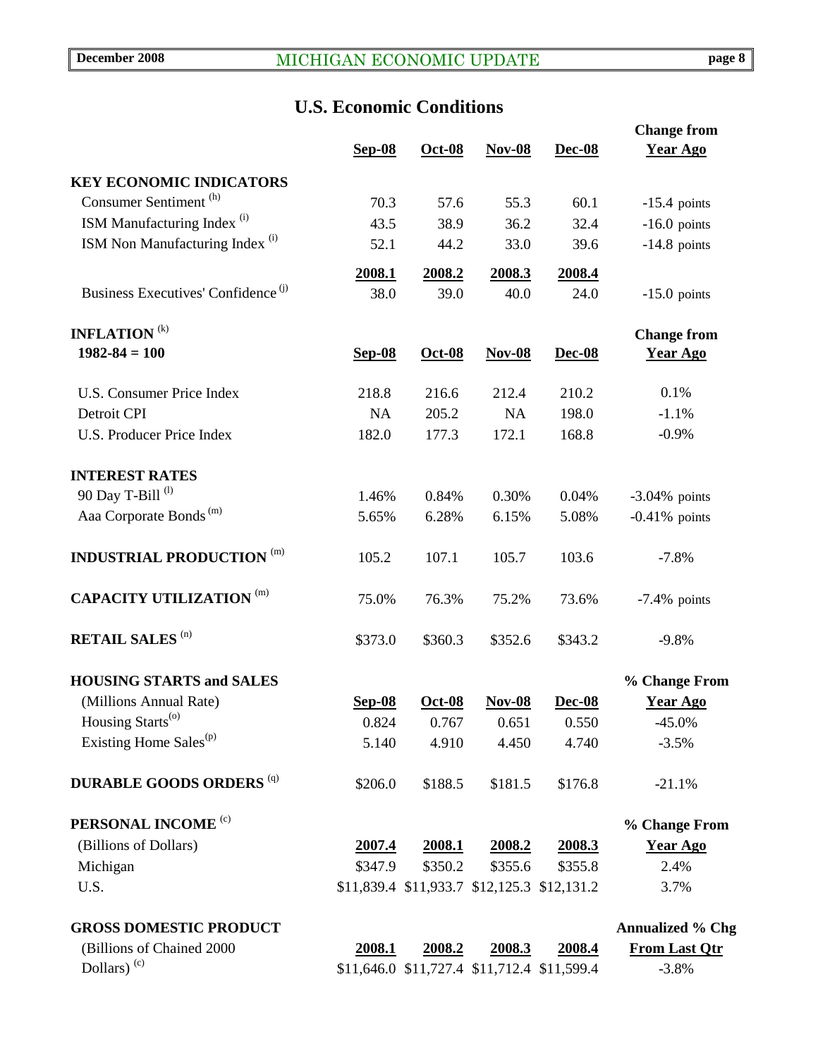## U.S. Economic Conditions

| | Sep-08 | Oct-08 | Nov-08 | Dec-08 | Change from Year Ago |
|---|---|---|---|---|---|
| **KEY ECONOMIC INDICATORS** | | | | | |
| Consumer Sentiment [h] | 70.3 | 57.6 | 55.3 | 60.1 | -15.4 points |
| ISM Manufacturing Index [i] | 43.5 | 38.9 | 36.2 | 32.4 | -16.0 points |
| ISM Non Manufacturing Index [i] | 52.1 | 44.2 | 33.0 | 39.6 | -14.8 points |
| | **2008.1** | **2008.2** | **2008.3** | **2008.4** | |
| Business Executives' Confidence [j] | 38.0 | 39.0 | 40.0 | 24.0 | -15.0 points |
| **INFLATION** [k] | | | | | **Change from** |
| **1982-84 = 100** | **Sep-08** | **Oct-08** | **Nov-08** | **Dec-08** | **Year Ago** |
| U.S. Consumer Price Index | 218.8 | 216.6 | 212.4 | 210.2 | 0.1% |
| Detroit CPI | NA | 205.2 | NA | 198.0 | -1.1% |
| U.S. Producer Price Index | 182.0 | 177.3 | 172.1 | 168.8 | -0.9% |
| **INTEREST RATES** | | | | | |
| 90 Day T-Bill [l] | 1.46% | 0.84% | 0.30% | 0.04% | -3.04% points |
| Aaa Corporate Bonds [m] | 5.65% | 6.28% | 6.15% | 5.08% | -0.41% points |
| **INDUSTRIAL PRODUCTION** [m] | 105.2 | 107.1 | 105.7 | 103.6 | -7.8% |
| **CAPACITY UTILIZATION** [m] | 75.0% | 76.3% | 75.2% | 73.6% | -7.4% points |
| **RETAIL SALES** [n] | $373.0 | $360.3 | $352.6 | $343.2 | -9.8% |
| **HOUSING STARTS and SALES** | | | | | **% Change From** |
| (Millions Annual Rate) | **Sep-08** | **Oct-08** | **Nov-08** | **Dec-08** | **Year Ago** |
| Housing Starts [o] | 0.824 | 0.767 | 0.651 | 0.550 | -45.0% |
| Existing Home Sales [p] | 5.140 | 4.910 | 4.450 | 4.740 | -3.5% |
| **DURABLE GOODS ORDERS** [q] | $206.0 | $188.5 | $181.5 | $176.8 | -21.1% |
| **PERSONAL INCOME** [c] | | | | | **% Change From** |
| (Billions of Dollars) | **2007.4** | **2008.1** | **2008.2** | **2008.3** | **Year Ago** |
| Michigan | $347.9 | $350.2 | $355.6 | $355.8 | 2.4% |
| U.S. | $11,839.4 | $11,933.7 | $12,125.3 | $12,131.2 | 3.7% |
| **GROSS DOMESTIC PRODUCT** | | | | | **Annualized % Chg** |
| (Billions of Chained 2000 Dollars) [c] | **2008.1** | **2008.2** | **2008.3** | **2008.4** | **From Last Qtr** |
| | $11,646.0 | $11,727.4 | $11,712.4 | $11,599.4 | -3.8% |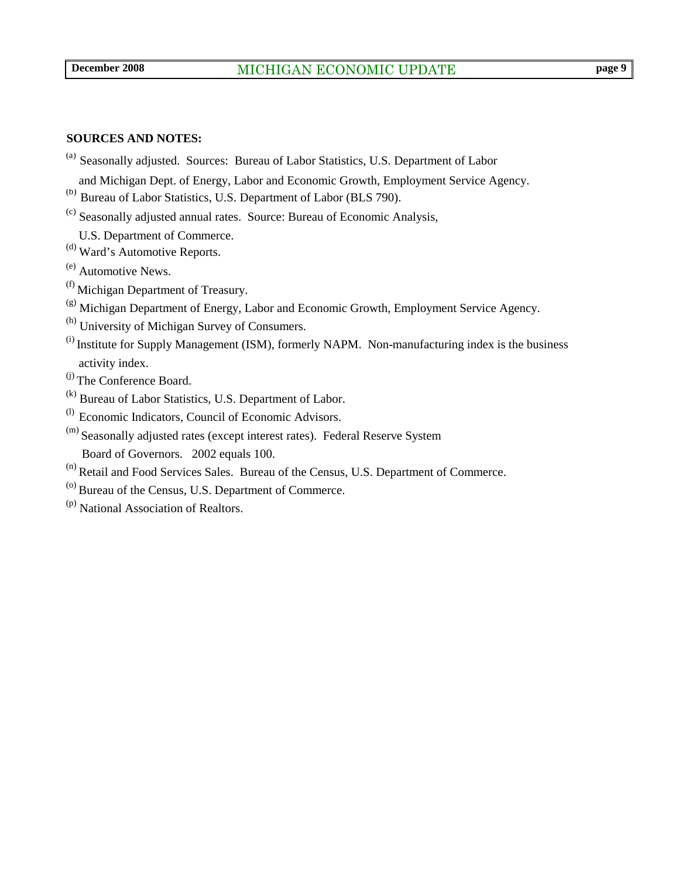**SOURCES AND NOTES:**

[a] Seasonally adjusted. Sources: Bureau of Labor Statistics, U.S. Department of Labor and Michigan Dept. of Energy, Labor and Economic Growth, Employment Service Agency.

[b] Bureau of Labor Statistics, U.S. Department of Labor (BLS 790).

[c] Seasonally adjusted annual rates. Source: Bureau of Economic Analysis, U.S. Department of Commerce.

[d] Ward's Automotive Reports.

[e] Automotive News.

[f] Michigan Department of Treasury.

[g] Michigan Department of Energy, Labor and Economic Growth, Employment Service Agency.

[h] University of Michigan Survey of Consumers.

[i] Institute for Supply Management (ISM), formerly NAPM. Non-manufacturing index is the business activity index.

[j] The Conference Board.

[k] Bureau of Labor Statistics, U.S. Department of Labor.

[l] Economic Indicators, Council of Economic Advisors.

[m] Seasonally adjusted rates (except interest rates). Federal Reserve System Board of Governors. 2002 equals 100.

[n] Retail and Food Services Sales. Bureau of the Census, U.S. Department of Commerce.

[o] Bureau of the Census, U.S. Department of Commerce.

[p] National Association of Realtors.